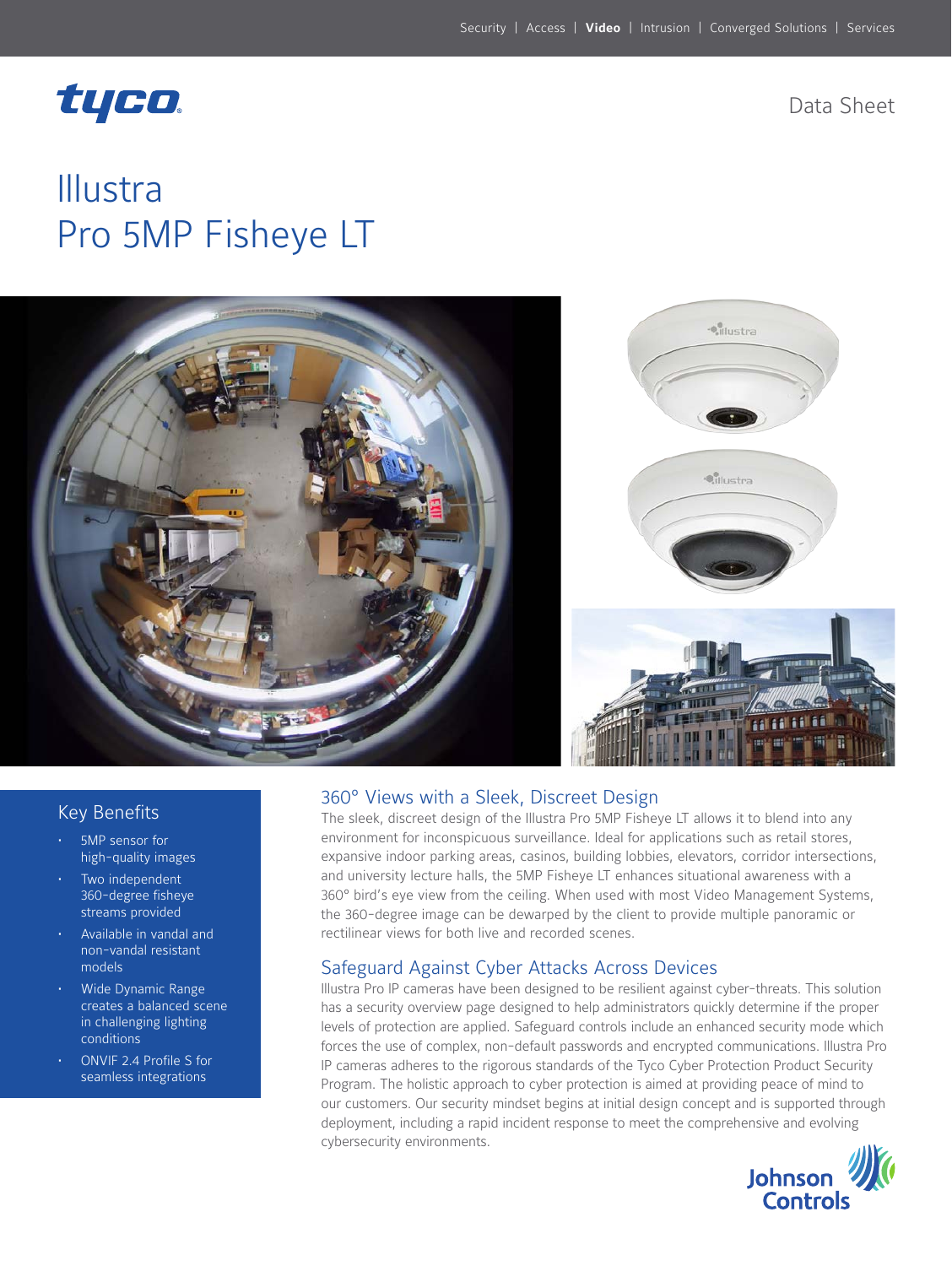Security | Access | **Video** | Intrusion | Converged Solutions | Services

tyco

Data Sheet

# Illustra
# Pro 5MP Fisheye LT

## Key Benefits

- 5MP sensor for high-quality images
- Two independent 360-degree fisheye streams provided
- Available in vandal and non-vandal resistant models
- Wide Dynamic Range creates a balanced scene in challenging lighting conditions
- ONVIF 2.4 Profile S for seamless integrations

## 360° Views with a Sleek, Discreet Design

The sleek, discreet design of the Illustra Pro 5MP Fisheye LT allows it to blend into any environment for inconspicuous surveillance. Ideal for applications such as retail stores, expansive indoor parking areas, casinos, building lobbies, elevators, corridor intersections, and university lecture halls, the 5MP Fisheye LT enhances situational awareness with a 360° bird's eye view from the ceiling. When used with most Video Management Systems, the 360-degree image can be dewarped by the client to provide multiple panoramic or rectilinear views for both live and recorded scenes.

## Safeguard Against Cyber Attacks Across Devices

Illustra Pro IP cameras have been designed to be resilient against cyber-threats. This solution has a security overview page designed to help administrators quickly determine if the proper levels of protection are applied. Safeguard controls include an enhanced security mode which forces the use of complex, non-default passwords and encrypted communications. Illustra Pro IP cameras adheres to the rigorous standards of the Tyco Cyber Protection Product Security Program. The holistic approach to cyber protection is aimed at providing peace of mind to our customers. Our security mindset begins at initial design concept and is supported through deployment, including a rapid incident response to meet the comprehensive and evolving cybersecurity environments.

Johnson Controls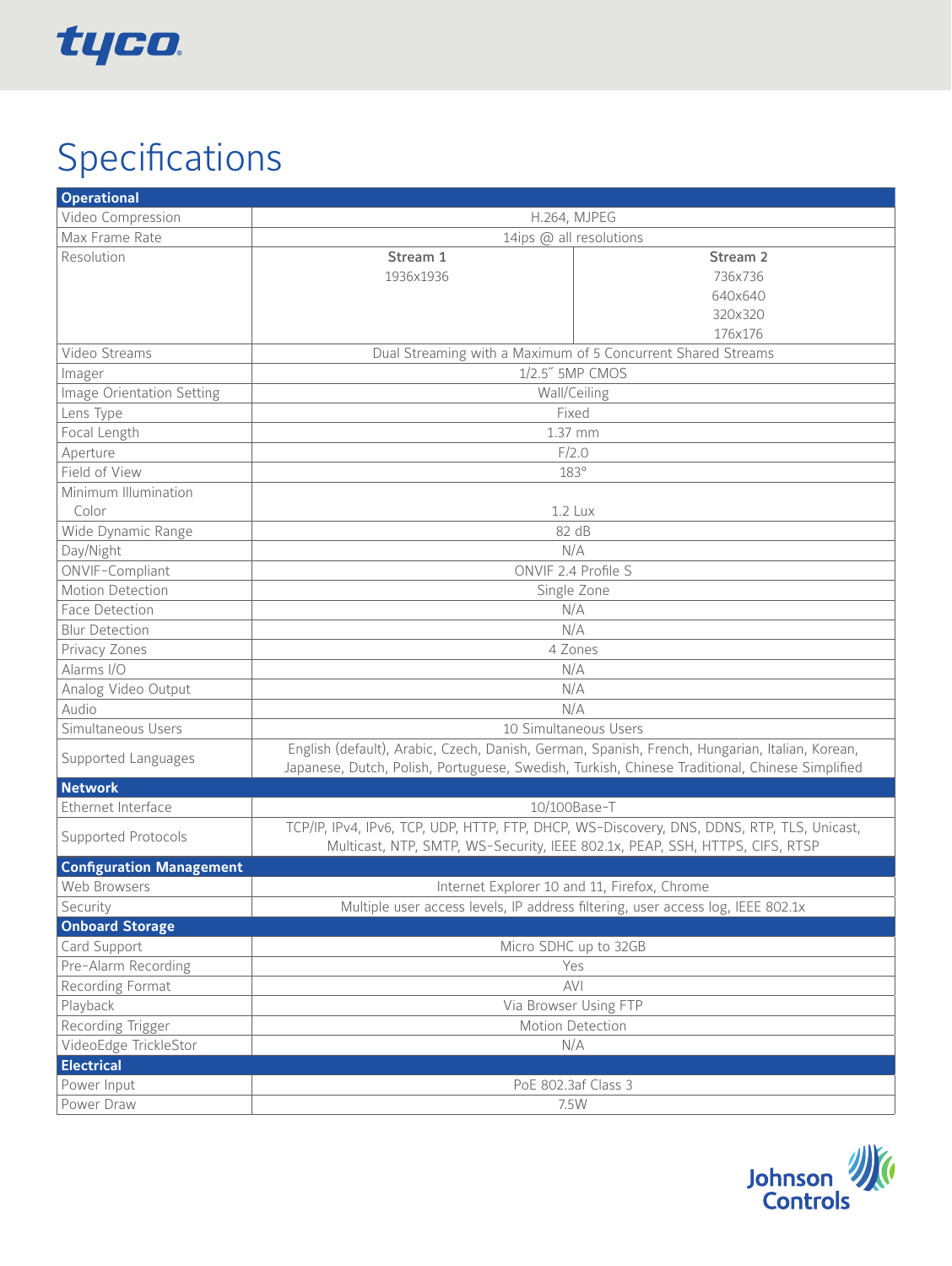# Specifications

| **Operational** | | |
|---|---|---|
| Video Compression | H.264, MJPEG | |
| Max Frame Rate | 14ips @ all resolutions | |
| Resolution | **Stream 1**<br>1936x1936 | **Stream 2**<br>736x736<br>640x640<br>320x320<br>176x176 |
| Video Streams | Dual Streaming with a Maximum of 5 Concurrent Shared Streams | |
| Imager | 1/2.5˝ 5MP CMOS | |
| Image Orientation Setting | Wall/Ceiling | |
| Lens Type | Fixed | |
| Focal Length | 1.37 mm | |
| Aperture | F/2.0 | |
| Field of View | 183° | |
| Minimum Illumination<br>Color | 1.2 Lux | |
| Wide Dynamic Range | 82 dB | |
| Day/Night | N/A | |
| ONVIF-Compliant | ONVIF 2.4 Profile S | |
| Motion Detection | Single Zone | |
| Face Detection | N/A | |
| Blur Detection | N/A | |
| Privacy Zones | 4 Zones | |
| Alarms I/O | N/A | |
| Analog Video Output | N/A | |
| Audio | N/A | |
| Simultaneous Users | 10 Simultaneous Users | |
| Supported Languages | English (default), Arabic, Czech, Danish, German, Spanish, French, Hungarian, Italian, Korean, Japanese, Dutch, Polish, Portuguese, Swedish, Turkish, Chinese Traditional, Chinese Simplified | |
| **Network** | | |
| Ethernet Interface | 10/100Base-T | |
| Supported Protocols | TCP/IP, IPv4, IPv6, TCP, UDP, HTTP, FTP, DHCP, WS-Discovery, DNS, DDNS, RTP, TLS, Unicast, Multicast, NTP, SMTP, WS-Security, IEEE 802.1x, PEAP, SSH, HTTPS, CIFS, RTSP | |
| **Configuration Management** | | |
| Web Browsers | Internet Explorer 10 and 11, Firefox, Chrome | |
| Security | Multiple user access levels, IP address filtering, user access log, IEEE 802.1x | |
| **Onboard Storage** | | |
| Card Support | Micro SDHC up to 32GB | |
| Pre-Alarm Recording | Yes | |
| Recording Format | AVI | |
| Playback | Via Browser Using FTP | |
| Recording Trigger | Motion Detection | |
| VideoEdge TrickleStor | N/A | |
| **Electrical** | | |
| Power Input | PoE 802.3af Class 3 | |
| Power Draw | 7.5W | |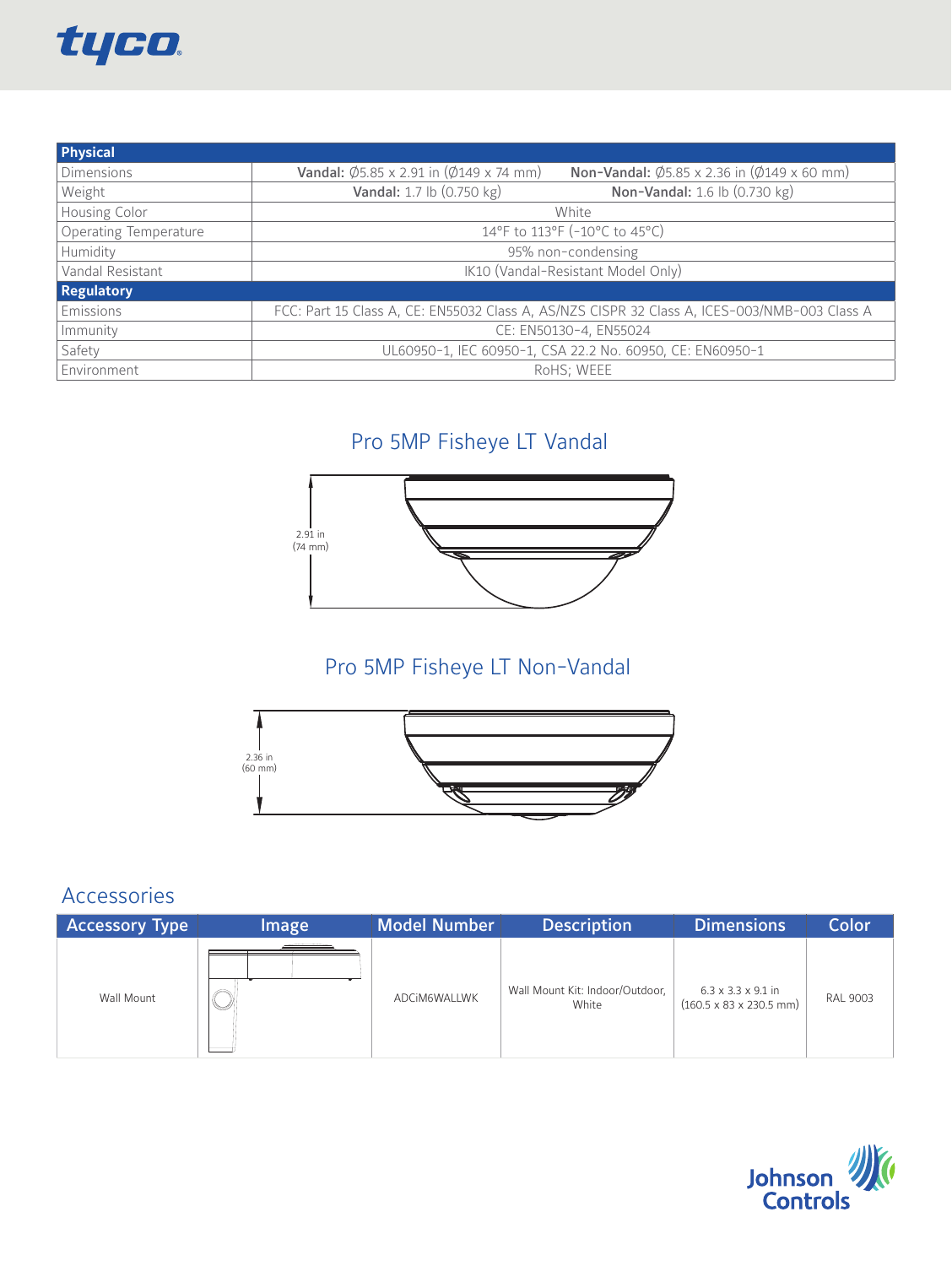| Physical | | |
|---|---|---|
| Dimensions | **Vandal:** Ø5.85 x 2.91 in (Ø149 x 74 mm) | **Non-Vandal:** Ø5.85 x 2.36 in (Ø149 x 60 mm) |
| Weight | **Vandal:** 1.7 lb (0.750 kg) | **Non-Vandal:** 1.6 lb (0.730 kg) |
| Housing Color | White | |
| Operating Temperature | 14°F to 113°F (-10°C to 45°C) | |
| Humidity | 95% non-condensing | |
| Vandal Resistant | IK10 (Vandal-Resistant Model Only) | |
| **Regulatory** | | |
| Emissions | FCC: Part 15 Class A, CE: EN55032 Class A, AS/NZS CISPR 32 Class A, ICES-003/NMB-003 Class A | |
| Immunity | CE: EN50130-4, EN55024 | |
| Safety | UL60950-1, IEC 60950-1, CSA 22.2 No. 60950, CE: EN60950-1 | |
| Environment | RoHS; WEEE | |

## Pro 5MP Fisheye LT Vandal

2.91 in (74 mm)

## Pro 5MP Fisheye LT Non-Vandal

2.36 in (60 mm)

## Accessories

| Accessory Type | Image | Model Number | Description | Dimensions | Color |
|---|---|---|---|---|---|
| Wall Mount | | ADCiM6WALLWK | Wall Mount Kit: Indoor/Outdoor, White | 6.3 x 3.3 x 9.1 in (160.5 x 83 x 230.5 mm) | RAL 9003 |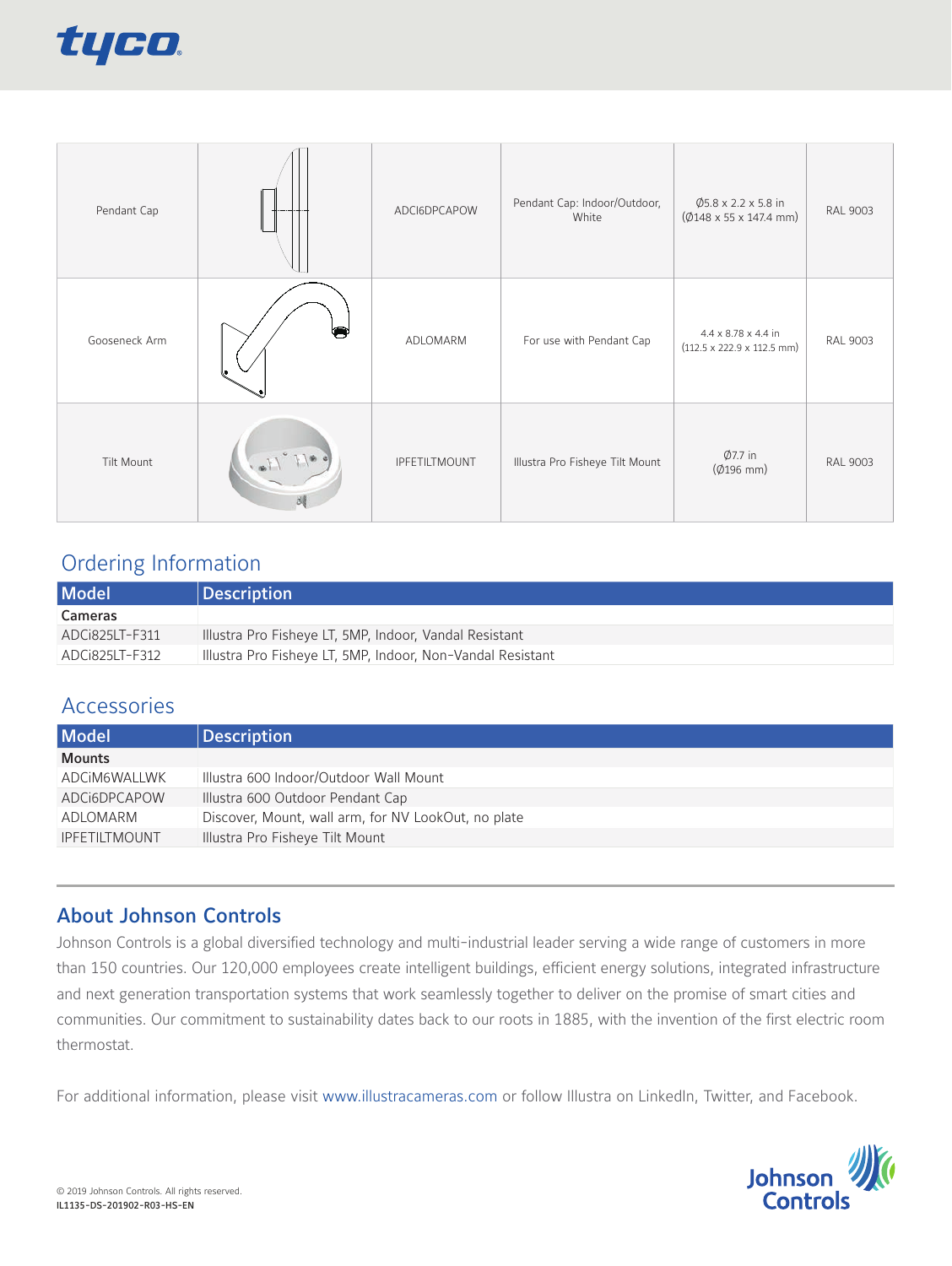| | | | | | |
|---|---|---|---|---|---|
| Pendant Cap | | ADCI6DPCAPOW | Pendant Cap: Indoor/Outdoor, White | Ø5.8 x 2.2 x 5.8 in (Ø148 x 55 x 147.4 mm) | RAL 9003 |
| Gooseneck Arm | | ADLOMARM | For use with Pendant Cap | 4.4 x 8.78 x 4.4 in (112.5 x 222.9 x 112.5 mm) | RAL 9003 |
| Tilt Mount | | IPFETILTMOUNT | Illustra Pro Fisheye Tilt Mount | Ø7.7 in (Ø196 mm) | RAL 9003 |

## Ordering Information

| Model | Description |
|---|---|
| **Cameras** | |
| ADCi825LT-F311 | Illustra Pro Fisheye LT, 5MP, Indoor, Vandal Resistant |
| ADCi825LT-F312 | Illustra Pro Fisheye LT, 5MP, Indoor, Non-Vandal Resistant |

## Accessories

| Model | Description |
|---|---|
| **Mounts** | |
| ADCiM6WALLWK | Illustra 600 Indoor/Outdoor Wall Mount |
| ADCi6DPCAPOW | Illustra 600 Outdoor Pendant Cap |
| ADLOMARM | Discover, Mount, wall arm, for NV LookOut, no plate |
| IPFETILTMOUNT | Illustra Pro Fisheye Tilt Mount |

## About Johnson Controls

Johnson Controls is a global diversified technology and multi-industrial leader serving a wide range of customers in more than 150 countries. Our 120,000 employees create intelligent buildings, efficient energy solutions, integrated infrastructure and next generation transportation systems that work seamlessly together to deliver on the promise of smart cities and communities. Our commitment to sustainability dates back to our roots in 1885, with the invention of the first electric room thermostat.

For additional information, please visit www.illustracameras.com or follow Illustra on LinkedIn, Twitter, and Facebook.

© 2019 Johnson Controls. All rights reserved.
IL1135-DS-201902-R03-HS-EN